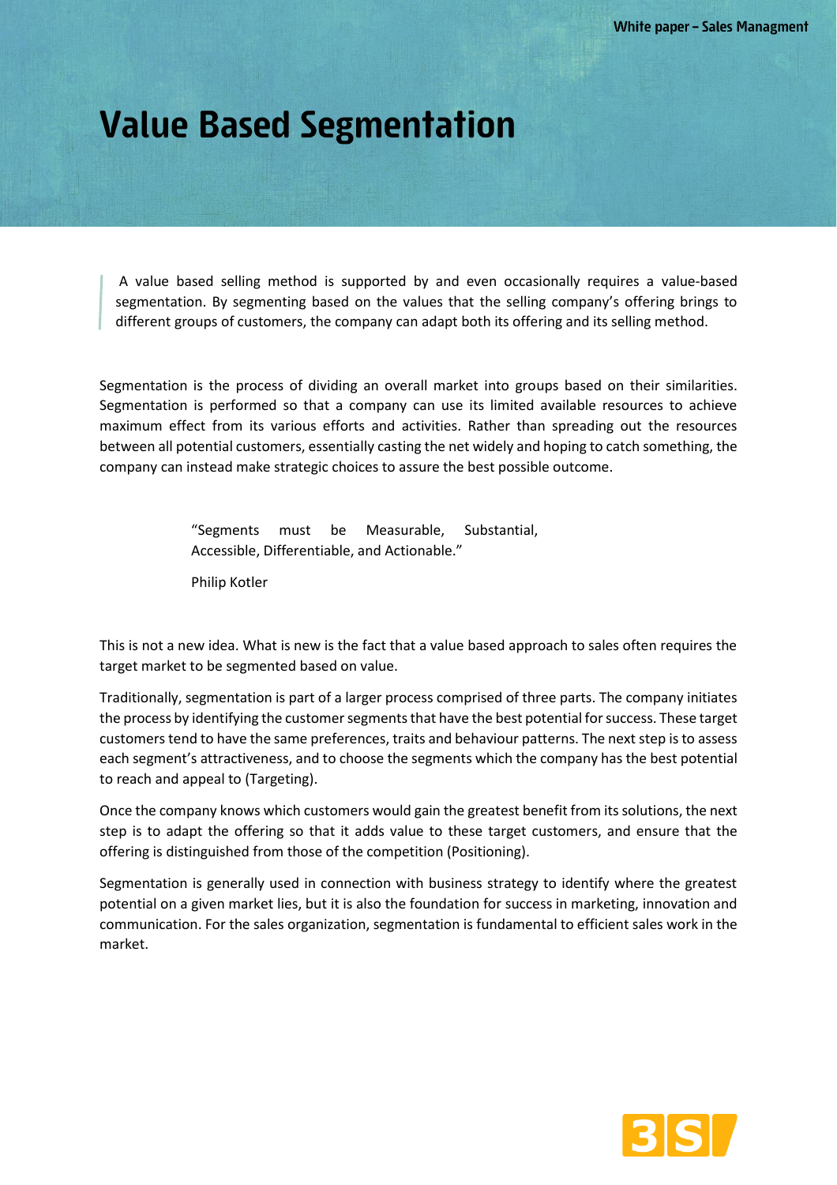# Value Based Segmentation

> A value based selling method is supported by and even occasionally requires a value-based segmentation. By segmenting based on the values that the selling company's offering brings to different groups of customers, the company can adapt both its offering and its selling method.

Segmentation is the process of dividing an overall market into groups based on their similarities. Segmentation is performed so that a company can use its limited available resources to achieve maximum effect from its various efforts and activities. Rather than spreading out the resources between all potential customers, essentially casting the net widely and hoping to catch something, the company can instead make strategic choices to assure the best possible outcome.

> "Segments must be Measurable, Substantial, Accessible, Differentiable, and Actionable."
>
> Philip Kotler

This is not a new idea. What is new is the fact that a value based approach to sales often requires the target market to be segmented based on value.

Traditionally, segmentation is part of a larger process comprised of three parts. The company initiates the process by identifying the customer segments that have the best potential for success. These target customers tend to have the same preferences, traits and behaviour patterns. The next step is to assess each segment's attractiveness, and to choose the segments which the company has the best potential to reach and appeal to (Targeting).

Once the company knows which customers would gain the greatest benefit from its solutions, the next step is to adapt the offering so that it adds value to these target customers, and ensure that the offering is distinguished from those of the competition (Positioning).

Segmentation is generally used in connection with business strategy to identify where the greatest potential on a given market lies, but it is also the foundation for success in marketing, innovation and communication. For the sales organization, segmentation is fundamental to efficient sales work in the market.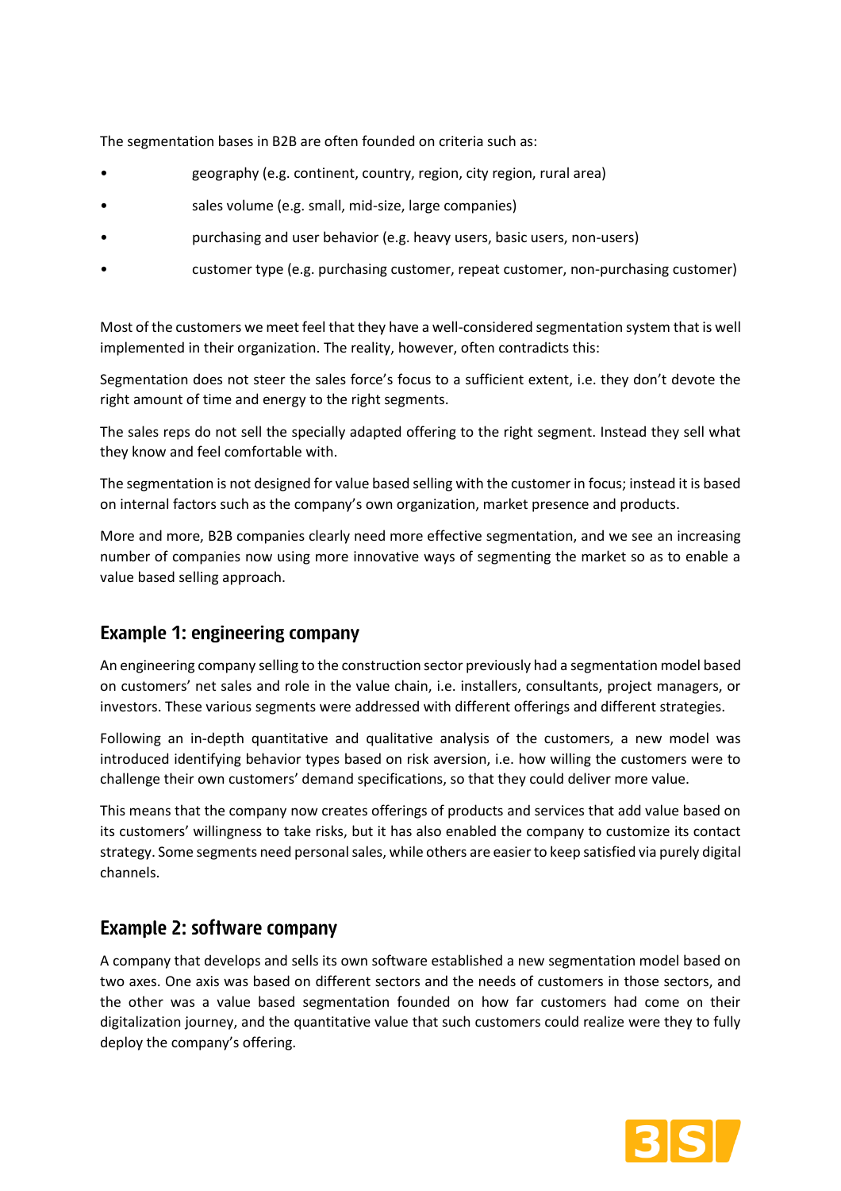The segmentation bases in B2B are often founded on criteria such as:

- geography (e.g. continent, country, region, city region, rural area)
- sales volume (e.g. small, mid-size, large companies)
- purchasing and user behavior (e.g. heavy users, basic users, non-users)
- customer type (e.g. purchasing customer, repeat customer, non-purchasing customer)

Most of the customers we meet feel that they have a well-considered segmentation system that is well implemented in their organization. The reality, however, often contradicts this:

Segmentation does not steer the sales force's focus to a sufficient extent, i.e. they don't devote the right amount of time and energy to the right segments.

The sales reps do not sell the specially adapted offering to the right segment. Instead they sell what they know and feel comfortable with.

The segmentation is not designed for value based selling with the customer in focus; instead it is based on internal factors such as the company's own organization, market presence and products.

More and more, B2B companies clearly need more effective segmentation, and we see an increasing number of companies now using more innovative ways of segmenting the market so as to enable a value based selling approach.

## Example 1: engineering company

An engineering company selling to the construction sector previously had a segmentation model based on customers' net sales and role in the value chain, i.e. installers, consultants, project managers, or investors. These various segments were addressed with different offerings and different strategies.

Following an in-depth quantitative and qualitative analysis of the customers, a new model was introduced identifying behavior types based on risk aversion, i.e. how willing the customers were to challenge their own customers' demand specifications, so that they could deliver more value.

This means that the company now creates offerings of products and services that add value based on its customers' willingness to take risks, but it has also enabled the company to customize its contact strategy. Some segments need personal sales, while others are easier to keep satisfied via purely digital channels.

## Example 2: software company

A company that develops and sells its own software established a new segmentation model based on two axes. One axis was based on different sectors and the needs of customers in those sectors, and the other was a value based segmentation founded on how far customers had come on their digitalization journey, and the quantitative value that such customers could realize were they to fully deploy the company's offering.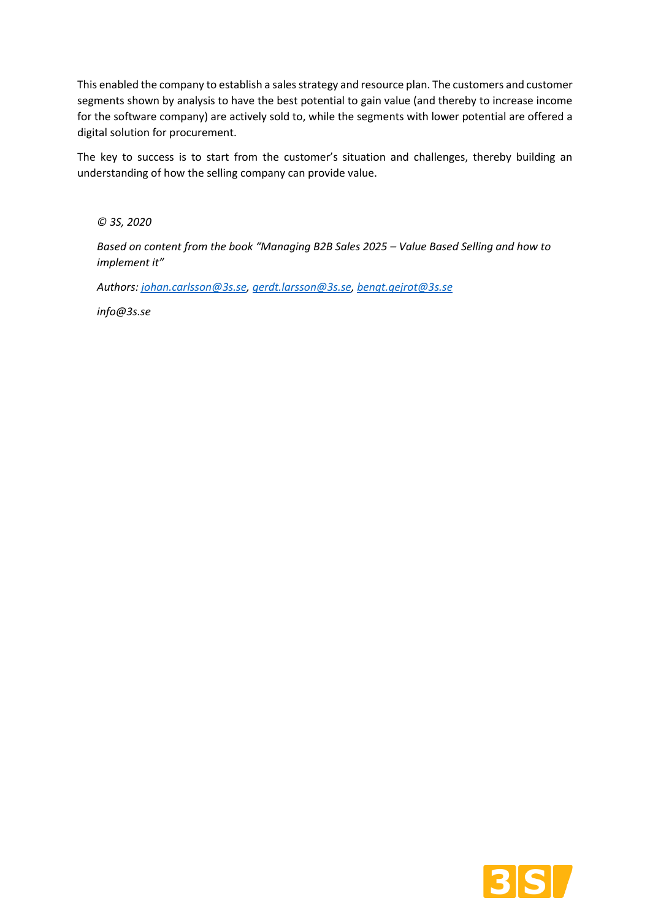This enabled the company to establish a sales strategy and resource plan. The customers and customer segments shown by analysis to have the best potential to gain value (and thereby to increase income for the software company) are actively sold to, while the segments with lower potential are offered a digital solution for procurement.

The key to success is to start from the customer's situation and challenges, thereby building an understanding of how the selling company can provide value.

*© 3S, 2020*

*Based on content from the book "Managing B2B Sales 2025 – Value Based Selling and how to implement it"*

*Authors: johan.carlsson@3s.se, gerdt.larsson@3s.se, bengt.gejrot@3s.se*

*info@3s.se*